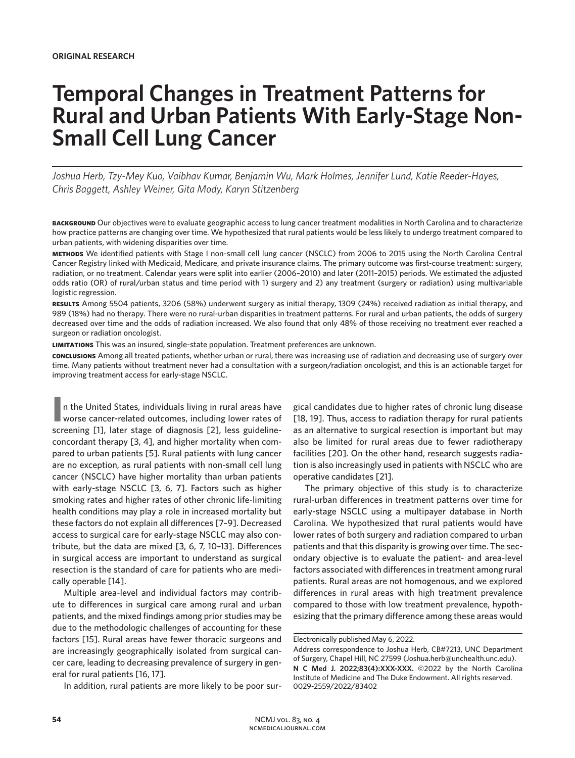**ORIGINAL RESEARCH**

# Temporal Changes in Treatment Patterns for Rural and Urban Patients With Early-Stage Non-Small Cell Lung Cancer

*Joshua Herb, Tzy-Mey Kuo, Vaibhav Kumar, Benjamin Wu, Mark Holmes, Jennifer Lund, Katie Reeder-Hayes, Chris Baggett, Ashley Weiner, Gita Mody, Karyn Stitzenberg*

**BACKGROUND** Our objectives were to evaluate geographic access to lung cancer treatment modalities in North Carolina and to characterize how practice patterns are changing over time. We hypothesized that rural patients would be less likely to undergo treatment compared to urban patients, with widening disparities over time.

**METHODS** We identified patients with Stage I non-small cell lung cancer (NSCLC) from 2006 to 2015 using the North Carolina Central Cancer Registry linked with Medicaid, Medicare, and private insurance claims. The primary outcome was first-course treatment: surgery, radiation, or no treatment. Calendar years were split into earlier (2006–2010) and later (2011–2015) periods. We estimated the adjusted odds ratio (OR) of rural/urban status and time period with 1) surgery and 2) any treatment (surgery or radiation) using multivariable logistic regression.

**RESULTS** Among 5504 patients, 3206 (58%) underwent surgery as initial therapy, 1309 (24%) received radiation as initial therapy, and 989 (18%) had no therapy. There were no rural-urban disparities in treatment patterns. For rural and urban patients, the odds of surgery decreased over time and the odds of radiation increased. We also found that only 48% of those receiving no treatment ever reached a surgeon or radiation oncologist.

**LIMITATIONS** This was an insured, single-state population. Treatment preferences are unknown.

**CONCLUSIONS** Among all treated patients, whether urban or rural, there was increasing use of radiation and decreasing use of surgery over time. Many patients without treatment never had a consultation with a surgeon/radiation oncologist, and this is an actionable target for improving treatment access for early-stage NSCLC.

In the United States, individuals living in rural areas have worse cancer-related outcomes, including lower rates of screening [1], later stage of diagnosis [2], less guideline-concordant therapy [3, 4], and higher mortality when compared to urban patients [5]. Rural patients with lung cancer are no exception, as rural patients with non-small cell lung cancer (NSCLC) have higher mortality than urban patients with early-stage NSCLC [3, 6, 7]. Factors such as higher smoking rates and higher rates of other chronic life-limiting health conditions may play a role in increased mortality but these factors do not explain all differences [7–9]. Decreased access to surgical care for early-stage NSCLC may also contribute, but the data are mixed [3, 6, 7, 10–13]. Differences in surgical access are important to understand as surgical resection is the standard of care for patients who are medically operable [14].

Multiple area-level and individual factors may contribute to differences in surgical care among rural and urban patients, and the mixed findings among prior studies may be due to the methodologic challenges of accounting for these factors [15]. Rural areas have fewer thoracic surgeons and are increasingly geographically isolated from surgical cancer care, leading to decreasing prevalence of surgery in general for rural patients [16, 17].

In addition, rural patients are more likely to be poor surgical candidates due to higher rates of chronic lung disease [18, 19]. Thus, access to radiation therapy for rural patients as an alternative to surgical resection is important but may also be limited for rural areas due to fewer radiotherapy facilities [20]. On the other hand, research suggests radiation is also increasingly used in patients with NSCLC who are operative candidates [21].

The primary objective of this study is to characterize rural-urban differences in treatment patterns over time for early-stage NSCLC using a multipayer database in North Carolina. We hypothesized that rural patients would have lower rates of both surgery and radiation compared to urban patients and that this disparity is growing over time. The secondary objective is to evaluate the patient- and area-level factors associated with differences in treatment among rural patients. Rural areas are not homogenous, and we explored differences in rural areas with high treatment prevalence compared to those with low treatment prevalence, hypothesizing that the primary difference among these areas would

Electronically published May 6, 2022.

Address correspondence to Joshua Herb, CB#7213, UNC Department of Surgery, Chapel Hill, NC 27599 (Joshua.herb@unchealth.unc.edu).

**N C Med J. 2022;83(4):XXX-XXX.** ©2022 by the North Carolina Institute of Medicine and The Duke Endowment. All rights reserved. 0029-2559/2022/83402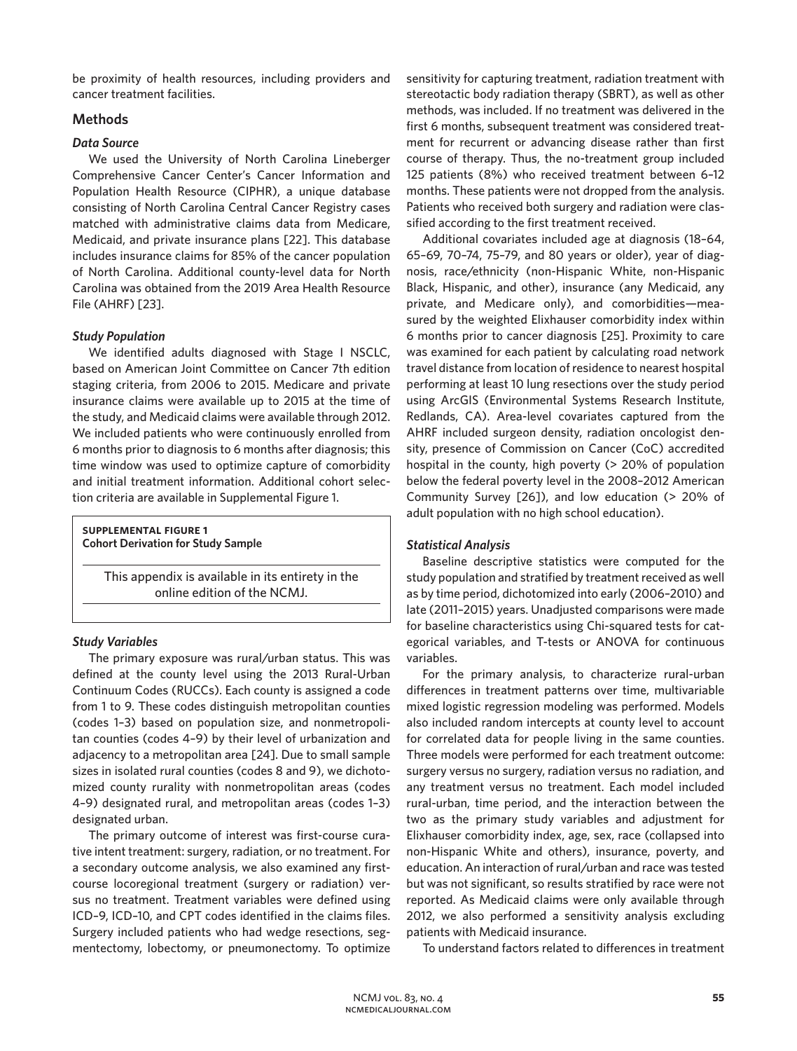be proximity of health resources, including providers and cancer treatment facilities.

## Methods

### *Data Source*

We used the University of North Carolina Lineberger Comprehensive Cancer Center's Cancer Information and Population Health Resource (CIPHR), a unique database consisting of North Carolina Central Cancer Registry cases matched with administrative claims data from Medicare, Medicaid, and private insurance plans [22]. This database includes insurance claims for 85% of the cancer population of North Carolina. Additional county-level data for North Carolina was obtained from the 2019 Area Health Resource File (AHRF) [23].

### *Study Population*

We identified adults diagnosed with Stage I NSCLC, based on American Joint Committee on Cancer 7th edition staging criteria, from 2006 to 2015. Medicare and private insurance claims were available up to 2015 at the time of the study, and Medicaid claims were available through 2012. We included patients who were continuously enrolled from 6 months prior to diagnosis to 6 months after diagnosis; this time window was used to optimize capture of comorbidity and initial treatment information. Additional cohort selection criteria are available in Supplemental Figure 1.

**SUPPLEMENTAL FIGURE 1**
**Cohort Derivation for Study Sample**

This appendix is available in its entirety in the online edition of the NCMJ.

### *Study Variables*

The primary exposure was rural/urban status. This was defined at the county level using the 2013 Rural-Urban Continuum Codes (RUCCs). Each county is assigned a code from 1 to 9. These codes distinguish metropolitan counties (codes 1–3) based on population size, and nonmetropolitan counties (codes 4–9) by their level of urbanization and adjacency to a metropolitan area [24]. Due to small sample sizes in isolated rural counties (codes 8 and 9), we dichotomized county rurality with nonmetropolitan areas (codes 4–9) designated rural, and metropolitan areas (codes 1–3) designated urban.

The primary outcome of interest was first-course curative intent treatment: surgery, radiation, or no treatment. For a secondary outcome analysis, we also examined any first-course locoregional treatment (surgery or radiation) versus no treatment. Treatment variables were defined using ICD-9, ICD-10, and CPT codes identified in the claims files. Surgery included patients who had wedge resections, segmentectomy, lobectomy, or pneumonectomy. To optimize sensitivity for capturing treatment, radiation treatment with stereotactic body radiation therapy (SBRT), as well as other methods, was included. If no treatment was delivered in the first 6 months, subsequent treatment was considered treatment for recurrent or advancing disease rather than first course of therapy. Thus, the no-treatment group included 125 patients (8%) who received treatment between 6–12 months. These patients were not dropped from the analysis. Patients who received both surgery and radiation were classified according to the first treatment received.

Additional covariates included age at diagnosis (18–64, 65–69, 70–74, 75–79, and 80 years or older), year of diagnosis, race/ethnicity (non-Hispanic White, non-Hispanic Black, Hispanic, and other), insurance (any Medicaid, any private, and Medicare only), and comorbidities—measured by the weighted Elixhauser comorbidity index within 6 months prior to cancer diagnosis [25]. Proximity to care was examined for each patient by calculating road network travel distance from location of residence to nearest hospital performing at least 10 lung resections over the study period using ArcGIS (Environmental Systems Research Institute, Redlands, CA). Area-level covariates captured from the AHRF included surgeon density, radiation oncologist density, presence of Commission on Cancer (CoC) accredited hospital in the county, high poverty (> 20% of population below the federal poverty level in the 2008–2012 American Community Survey [26]), and low education (> 20% of adult population with no high school education).

### *Statistical Analysis*

Baseline descriptive statistics were computed for the study population and stratified by treatment received as well as by time period, dichotomized into early (2006–2010) and late (2011–2015) years. Unadjusted comparisons were made for baseline characteristics using Chi-squared tests for categorical variables, and T-tests or ANOVA for continuous variables.

For the primary analysis, to characterize rural-urban differences in treatment patterns over time, multivariable mixed logistic regression modeling was performed. Models also included random intercepts at county level to account for correlated data for people living in the same counties. Three models were performed for each treatment outcome: surgery versus no surgery, radiation versus no radiation, and any treatment versus no treatment. Each model included rural-urban, time period, and the interaction between the two as the primary study variables and adjustment for Elixhauser comorbidity index, age, sex, race (collapsed into non-Hispanic White and others), insurance, poverty, and education. An interaction of rural/urban and race was tested but was not significant, so results stratified by race were not reported. As Medicaid claims were only available through 2012, we also performed a sensitivity analysis excluding patients with Medicaid insurance.

To understand factors related to differences in treatment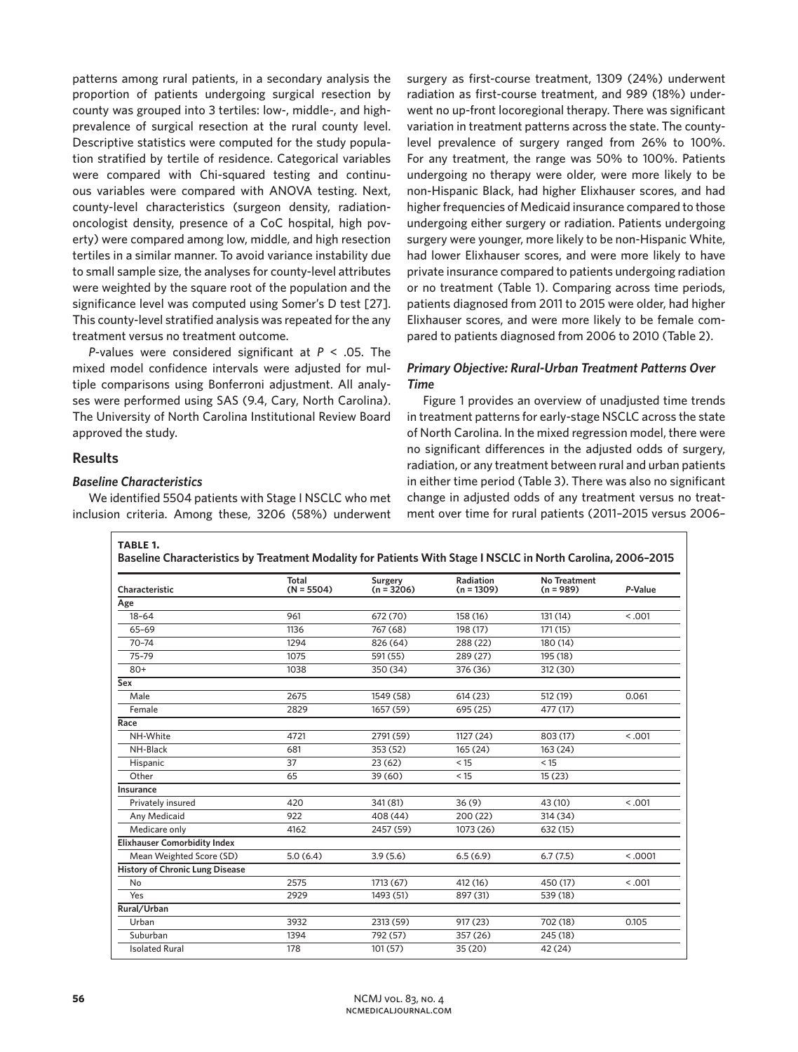patterns among rural patients, in a secondary analysis the proportion of patients undergoing surgical resection by county was grouped into 3 tertiles: low-, middle-, and high-prevalence of surgical resection at the rural county level. Descriptive statistics were computed for the study population stratified by tertile of residence. Categorical variables were compared with Chi-squared testing and continuous variables were compared with ANOVA testing. Next, county-level characteristics (surgeon density, radiation-oncologist density, presence of a CoC hospital, high poverty) were compared among low, middle, and high resection tertiles in a similar manner. To avoid variance instability due to small sample size, the analyses for county-level attributes were weighted by the square root of the population and the significance level was computed using Somer's D test [27]. This county-level stratified analysis was repeated for the any treatment versus no treatment outcome.

*P*-values were considered significant at $P < .05$. The mixed model confidence intervals were adjusted for multiple comparisons using Bonferroni adjustment. All analyses were performed using SAS (9.4, Cary, North Carolina). The University of North Carolina Institutional Review Board approved the study.

## Results

### *Baseline Characteristics*

We identified 5504 patients with Stage I NSCLC who met inclusion criteria. Among these, 3206 (58%) underwent surgery as first-course treatment, 1309 (24%) underwent radiation as first-course treatment, and 989 (18%) underwent no up-front locoregional therapy. There was significant variation in treatment patterns across the state. The county-level prevalence of surgery ranged from 26% to 100%. For any treatment, the range was 50% to 100%. Patients undergoing no therapy were older, were more likely to be non-Hispanic Black, had higher Elixhauser scores, and had higher frequencies of Medicaid insurance compared to those undergoing either surgery or radiation. Patients undergoing surgery were younger, more likely to be non-Hispanic White, had lower Elixhauser scores, and were more likely to have private insurance compared to patients undergoing radiation or no treatment (Table 1). Comparing across time periods, patients diagnosed from 2011 to 2015 were older, had higher Elixhauser scores, and were more likely to be female compared to patients diagnosed from 2006 to 2010 (Table 2).

### *Primary Objective: Rural-Urban Treatment Patterns Over Time*

Figure 1 provides an overview of unadjusted time trends in treatment patterns for early-stage NSCLC across the state of North Carolina. In the mixed regression model, there were no significant differences in the adjusted odds of surgery, radiation, or any treatment between rural and urban patients in either time period (Table 3). There was also no significant change in adjusted odds of any treatment versus no treatment over time for rural patients (2011–2015 versus 2006–

**TABLE 1.**
**Baseline Characteristics by Treatment Modality for Patients With Stage I NSCLC in North Carolina, 2006–2015**

| Characteristic | Total (N = 5504) | Surgery (n = 3206) | Radiation (n = 1309) | No Treatment (n = 989) | *P*-Value |
|---|---|---|---|---|---|
| **Age** | | | | | |
| 18–64 | 961 | 672 (70) | 158 (16) | 131 (14) | < .001 |
| 65–69 | 1136 | 767 (68) | 198 (17) | 171 (15) | |
| 70–74 | 1294 | 826 (64) | 288 (22) | 180 (14) | |
| 75–79 | 1075 | 591 (55) | 289 (27) | 195 (18) | |
| 80+ | 1038 | 350 (34) | 376 (36) | 312 (30) | |
| **Sex** | | | | | |
| Male | 2675 | 1549 (58) | 614 (23) | 512 (19) | 0.061 |
| Female | 2829 | 1657 (59) | 695 (25) | 477 (17) | |
| **Race** | | | | | |
| NH-White | 4721 | 2791 (59) | 1127 (24) | 803 (17) | < .001 |
| NH-Black | 681 | 353 (52) | 165 (24) | 163 (24) | |
| Hispanic | 37 | 23 (62) | < 15 | < 15 | |
| Other | 65 | 39 (60) | < 15 | 15 (23) | |
| **Insurance** | | | | | |
| Privately insured | 420 | 341 (81) | 36 (9) | 43 (10) | < .001 |
| Any Medicaid | 922 | 408 (44) | 200 (22) | 314 (34) | |
| Medicare only | 4162 | 2457 (59) | 1073 (26) | 632 (15) | |
| **Elixhauser Comorbidity Index** | | | | | |
| Mean Weighted Score (SD) | 5.0 (6.4) | 3.9 (5.6) | 6.5 (6.9) | 6.7 (7.5) | < .0001 |
| **History of Chronic Lung Disease** | | | | | |
| No | 2575 | 1713 (67) | 412 (16) | 450 (17) | < .001 |
| Yes | 2929 | 1493 (51) | 897 (31) | 539 (18) | |
| **Rural/Urban** | | | | | |
| Urban | 3932 | 2313 (59) | 917 (23) | 702 (18) | 0.105 |
| Suburban | 1394 | 792 (57) | 357 (26) | 245 (18) | |
| Isolated Rural | 178 | 101 (57) | 35 (20) | 42 (24) | |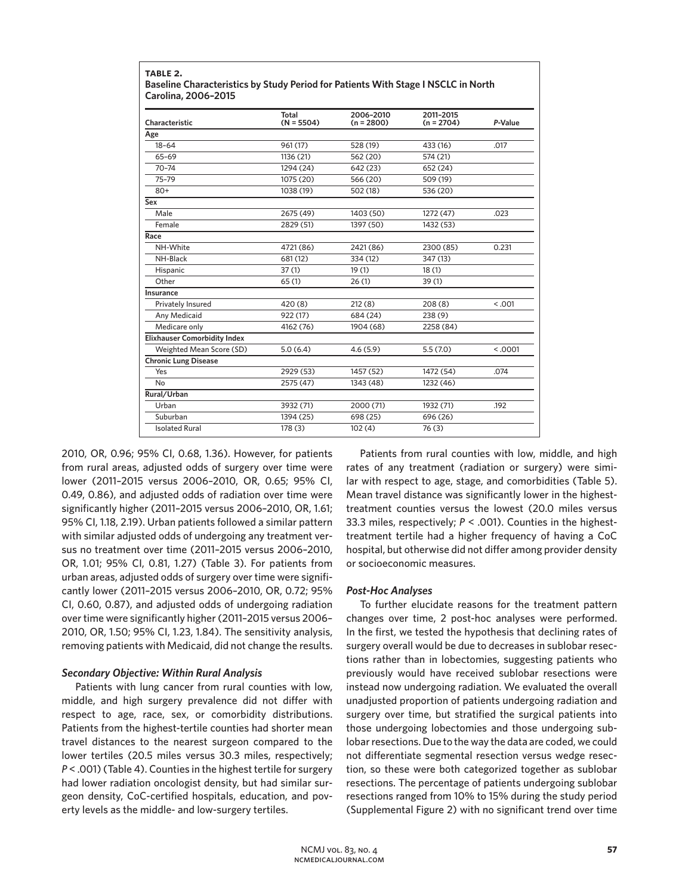**TABLE 2.**
**Baseline Characteristics by Study Period for Patients With Stage I NSCLC in North Carolina, 2006–2015**

| Characteristic | Total (N = 5504) | 2006–2010 (n = 2800) | 2011–2015 (n = 2704) | *P*-Value |
|---|---|---|---|---|
| **Age** | | | | |
| 18–64 | 961 (17) | 528 (19) | 433 (16) | .017 |
| 65–69 | 1136 (21) | 562 (20) | 574 (21) | |
| 70–74 | 1294 (24) | 642 (23) | 652 (24) | |
| 75–79 | 1075 (20) | 566 (20) | 509 (19) | |
| 80+ | 1038 (19) | 502 (18) | 536 (20) | |
| **Sex** | | | | |
| Male | 2675 (49) | 1403 (50) | 1272 (47) | .023 |
| Female | 2829 (51) | 1397 (50) | 1432 (53) | |
| **Race** | | | | |
| NH-White | 4721 (86) | 2421 (86) | 2300 (85) | 0.231 |
| NH-Black | 681 (12) | 334 (12) | 347 (13) | |
| Hispanic | 37 (1) | 19 (1) | 18 (1) | |
| Other | 65 (1) | 26 (1) | 39 (1) | |
| **Insurance** | | | | |
| Privately Insured | 420 (8) | 212 (8) | 208 (8) | < .001 |
| Any Medicaid | 922 (17) | 684 (24) | 238 (9) | |
| Medicare only | 4162 (76) | 1904 (68) | 2258 (84) | |
| **Elixhauser Comorbidity Index** | | | | |
| Weighted Mean Score (SD) | 5.0 (6.4) | 4.6 (5.9) | 5.5 (7.0) | < .0001 |
| **Chronic Lung Disease** | | | | |
| Yes | 2929 (53) | 1457 (52) | 1472 (54) | .074 |
| No | 2575 (47) | 1343 (48) | 1232 (46) | |
| **Rural/Urban** | | | | |
| Urban | 3932 (71) | 2000 (71) | 1932 (71) | .192 |
| Suburban | 1394 (25) | 698 (25) | 696 (26) | |
| Isolated Rural | 178 (3) | 102 (4) | 76 (3) | |

2010, OR, 0.96; 95% CI, 0.68, 1.36). However, for patients from rural areas, adjusted odds of surgery over time were lower (2011–2015 versus 2006–2010, OR, 0.65; 95% CI, 0.49, 0.86), and adjusted odds of radiation over time were significantly higher (2011–2015 versus 2006–2010, OR, 1.61; 95% CI, 1.18, 2.19). Urban patients followed a similar pattern with similar adjusted odds of undergoing any treatment versus no treatment over time (2011–2015 versus 2006–2010, OR, 1.01; 95% CI, 0.81, 1.27) (Table 3). For patients from urban areas, adjusted odds of surgery over time were significantly lower (2011–2015 versus 2006–2010, OR, 0.72; 95% CI, 0.60, 0.87), and adjusted odds of undergoing radiation over time were significantly higher (2011–2015 versus 2006–2010, OR, 1.50; 95% CI, 1.23, 1.84). The sensitivity analysis, removing patients with Medicaid, did not change the results.

### *Secondary Objective: Within Rural Analysis*

Patients with lung cancer from rural counties with low, middle, and high surgery prevalence did not differ with respect to age, race, sex, or comorbidity distributions. Patients from the highest-tertile counties had shorter mean travel distances to the nearest surgeon compared to the lower tertiles (20.5 miles versus 30.3 miles, respectively; $P < .001$) (Table 4). Counties in the highest tertile for surgery had lower radiation oncologist density, but had similar surgeon density, CoC-certified hospitals, education, and poverty levels as the middle- and low-surgery tertiles.

Patients from rural counties with low, middle, and high rates of any treatment (radiation or surgery) were similar with respect to age, stage, and comorbidities (Table 5). Mean travel distance was significantly lower in the highest-treatment counties versus the lowest (20.0 miles versus 33.3 miles, respectively; $P < .001$). Counties in the highest-treatment tertile had a higher frequency of having a CoC hospital, but otherwise did not differ among provider density or socioeconomic measures.

### *Post-Hoc Analyses*

To further elucidate reasons for the treatment pattern changes over time, 2 post-hoc analyses were performed. In the first, we tested the hypothesis that declining rates of surgery overall would be due to decreases in sublobar resections rather than in lobectomies, suggesting patients who previously would have received sublobar resections were instead now undergoing radiation. We evaluated the overall unadjusted proportion of patients undergoing radiation and surgery over time, but stratified the surgical patients into those undergoing lobectomies and those undergoing sublobar resections. Due to the way the data are coded, we could not differentiate segmental resection versus wedge resection, so these were both categorized together as sublobar resections. The percentage of patients undergoing sublobar resections ranged from 10% to 15% during the study period (Supplemental Figure 2) with no significant trend over time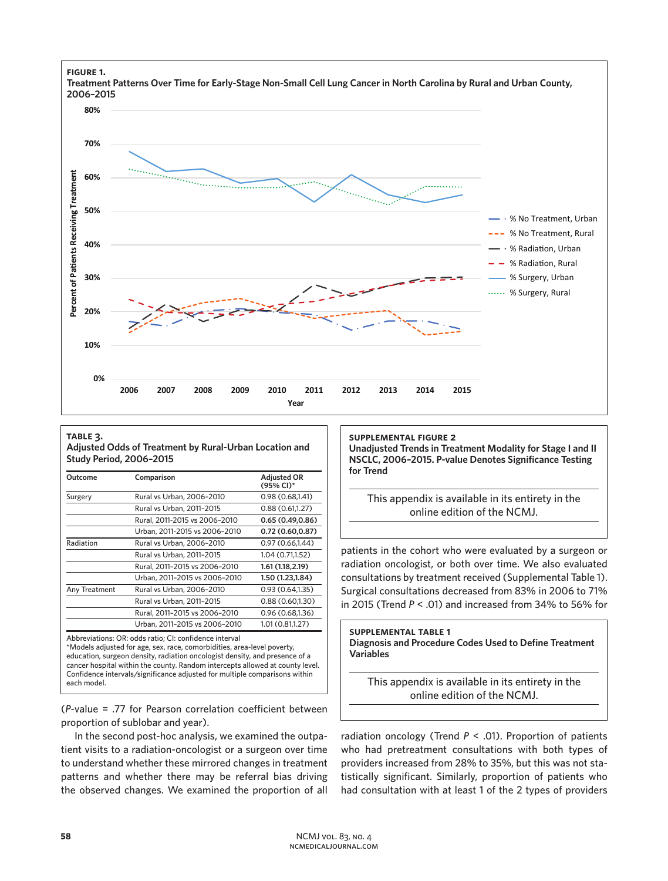**FIGURE 1.**
**Treatment Patterns Over Time for Early-Stage Non-Small Cell Lung Cancer in North Carolina by Rural and Urban County, 2006–2015**

**TABLE 3.**
**Adjusted Odds of Treatment by Rural-Urban Location and Study Period, 2006–2015**

| Outcome | Comparison | Adjusted OR (95% CI)* |
|---|---|---|
| Surgery | Rural vs Urban, 2006–2010 | 0.98 (0.68,1.41) |
| | Rural vs Urban, 2011–2015 | 0.88 (0.61,1.27) |
| | Rural, 2011–2015 vs 2006–2010 | **0.65 (0.49,0.86)** |
| | Urban, 2011–2015 vs 2006–2010 | **0.72 (0.60,0.87)** |
| Radiation | Rural vs Urban, 2006–2010 | 0.97 (0.66,1.44) |
| | Rural vs Urban, 2011–2015 | 1.04 (0.71,1.52) |
| | Rural, 2011–2015 vs 2006–2010 | **1.61 (1.18,2.19)** |
| | Urban, 2011–2015 vs 2006–2010 | **1.50 (1.23,1.84)** |
| Any Treatment | Rural vs Urban, 2006–2010 | 0.93 (0.64,1.35) |
| | Rural vs Urban, 2011–2015 | 0.88 (0.60,1.30) |
| | Rural, 2011–2015 vs 2006–2010 | 0.96 (0.68,1.36) |
| | Urban, 2011–2015 vs 2006–2010 | 1.01 (0.81,1.27) |

Abbreviations: OR: odds ratio; CI: confidence interval
*Models adjusted for age, sex, race, comorbidities, area-level poverty, education, surgeon density, radiation oncologist density, and presence of a cancer hospital within the county. Random intercepts allowed at county level. Confidence intervals/significance adjusted for multiple comparisons within each model.

(*P*-value = .77 for Pearson correlation coefficient between proportion of sublobar and year).

In the second post-hoc analysis, we examined the outpatient visits to a radiation-oncologist or a surgeon over time to understand whether these mirrored changes in treatment patterns and whether there may be referral bias driving the observed changes. We examined the proportion of all patients in the cohort who were evaluated by a surgeon or radiation oncologist, or both over time. We also evaluated consultations by treatment received (Supplemental Table 1). Surgical consultations decreased from 83% in 2006 to 71% in 2015 (Trend *P* < .01) and increased from 34% to 56% for radiation oncology (Trend *P* < .01). Proportion of patients who had pretreatment consultations with both types of providers increased from 28% to 35%, but this was not statistically significant. Similarly, proportion of patients who had consultation with at least 1 of the 2 types of providers

**SUPPLEMENTAL FIGURE 2**
**Unadjusted Trends in Treatment Modality for Stage I and II NSCLC, 2006–2015. P-value Denotes Significance Testing for Trend**

This appendix is available in its entirety in the online edition of the NCMJ.

**SUPPLEMENTAL TABLE 1**
**Diagnosis and Procedure Codes Used to Define Treatment Variables**

This appendix is available in its entirety in the online edition of the NCMJ.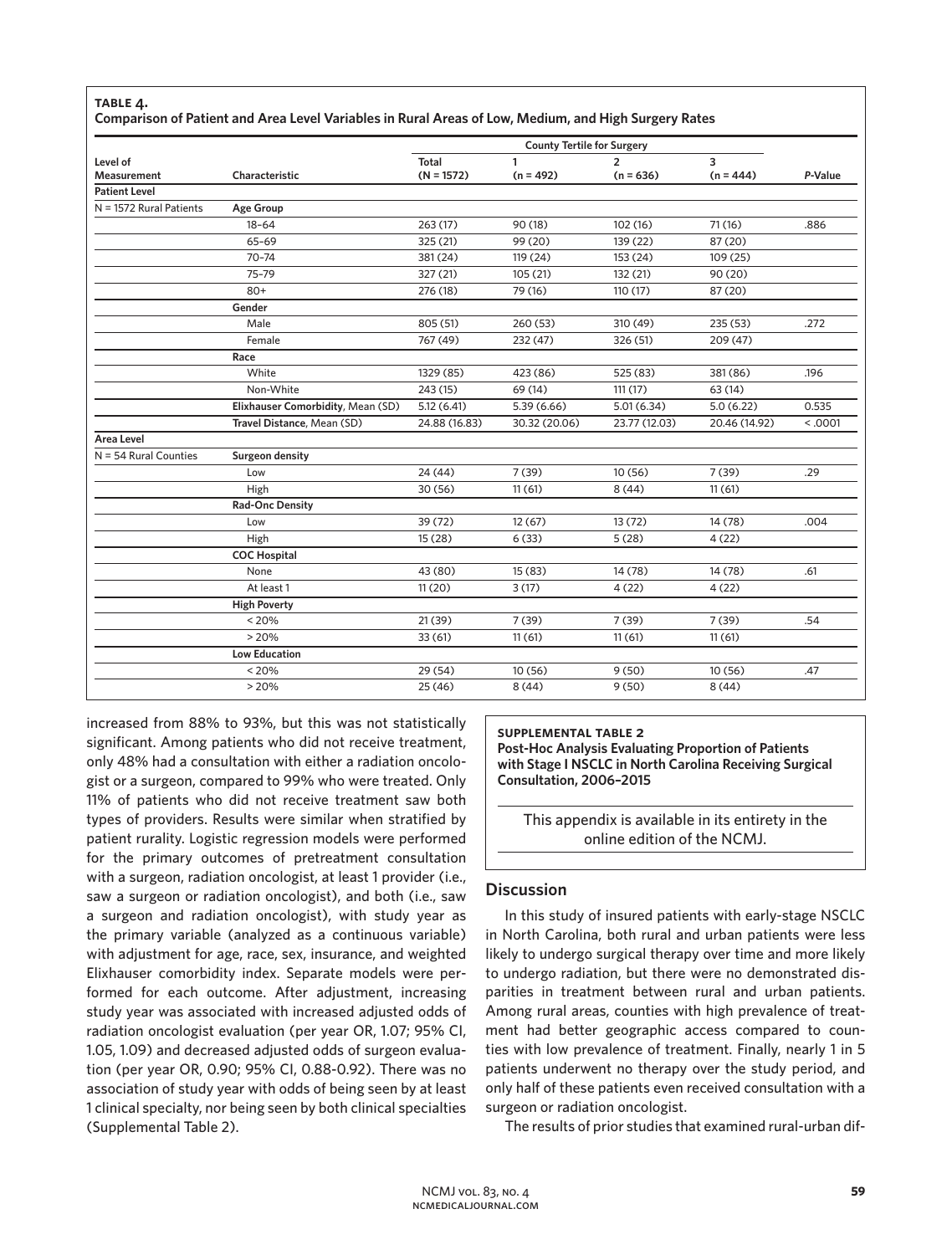**TABLE 4.**
**Comparison of Patient and Area Level Variables in Rural Areas of Low, Medium, and High Surgery Rates**

| Level of Measurement | Characteristic | Total (N = 1572) | County Tertile for Surgery 1 (n = 492) | 2 (n = 636) | 3 (n = 444) | *P*-Value |
|---|---|---|---|---|---|---|
| **Patient Level** | | | | | | |
| N = 1572 Rural Patients | **Age Group** | | | | | |
| | 18–64 | 263 (17) | 90 (18) | 102 (16) | 71 (16) | .886 |
| | 65–69 | 325 (21) | 99 (20) | 139 (22) | 87 (20) | |
| | 70–74 | 381 (24) | 119 (24) | 153 (24) | 109 (25) | |
| | 75–79 | 327 (21) | 105 (21) | 132 (21) | 90 (20) | |
| | 80+ | 276 (18) | 79 (16) | 110 (17) | 87 (20) | |
| | **Gender** | | | | | |
| | Male | 805 (51) | 260 (53) | 310 (49) | 235 (53) | .272 |
| | Female | 767 (49) | 232 (47) | 326 (51) | 209 (47) | |
| | **Race** | | | | | |
| | White | 1329 (85) | 423 (86) | 525 (83) | 381 (86) | .196 |
| | Non-White | 243 (15) | 69 (14) | 111 (17) | 63 (14) | |
| | **Elixhauser Comorbidity**, Mean (SD) | 5.12 (6.41) | 5.39 (6.66) | 5.01 (6.34) | 5.0 (6.22) | 0.535 |
| | **Travel Distance**, Mean (SD) | 24.88 (16.83) | 30.32 (20.06) | 23.77 (12.03) | 20.46 (14.92) | < .0001 |
| **Area Level** | | | | | | |
| N = 54 Rural Counties | **Surgeon density** | | | | | |
| | Low | 24 (44) | 7 (39) | 10 (56) | 7 (39) | .29 |
| | High | 30 (56) | 11 (61) | 8 (44) | 11 (61) | |
| | **Rad-Onc Density** | | | | | |
| | Low | 39 (72) | 12 (67) | 13 (72) | 14 (78) | .004 |
| | High | 15 (28) | 6 (33) | 5 (28) | 4 (22) | |
| | **COC Hospital** | | | | | |
| | None | 43 (80) | 15 (83) | 14 (78) | 14 (78) | .61 |
| | At least 1 | 11 (20) | 3 (17) | 4 (22) | 4 (22) | |
| | **High Poverty** | | | | | |
| | < 20% | 21 (39) | 7 (39) | 7 (39) | 7 (39) | .54 |
| | > 20% | 33 (61) | 11 (61) | 11 (61) | 11 (61) | |
| | **Low Education** | | | | | |
| | < 20% | 29 (54) | 10 (56) | 9 (50) | 10 (56) | .47 |
| | > 20% | 25 (46) | 8 (44) | 9 (50) | 8 (44) | |

increased from 88% to 93%, but this was not statistically significant. Among patients who did not receive treatment, only 48% had a consultation with either a radiation oncologist or a surgeon, compared to 99% who were treated. Only 11% of patients who did not receive treatment saw both types of providers. Results were similar when stratified by patient rurality. Logistic regression models were performed for the primary outcomes of pretreatment consultation with a surgeon, radiation oncologist, at least 1 provider (i.e., saw a surgeon or radiation oncologist), and both (i.e., saw a surgeon and radiation oncologist), with study year as the primary variable (analyzed as a continuous variable) with adjustment for age, race, sex, insurance, and weighted Elixhauser comorbidity index. Separate models were performed for each outcome. After adjustment, increasing study year was associated with increased adjusted odds of radiation oncologist evaluation (per year OR, 1.07; 95% CI, 1.05, 1.09) and decreased adjusted odds of surgeon evaluation (per year OR, 0.90; 95% CI, 0.88-0.92). There was no association of study year with odds of being seen by at least 1 clinical specialty, nor being seen by both clinical specialties (Supplemental Table 2).

**SUPPLEMENTAL TABLE 2**
**Post-Hoc Analysis Evaluating Proportion of Patients with Stage I NSCLC in North Carolina Receiving Surgical Consultation, 2006–2015**

This appendix is available in its entirety in the online edition of the NCMJ.

## Discussion

In this study of insured patients with early-stage NSCLC in North Carolina, both rural and urban patients were less likely to undergo surgical therapy over time and more likely to undergo radiation, but there were no demonstrated disparities in treatment between rural and urban patients. Among rural areas, counties with high prevalence of treatment had better geographic access compared to counties with low prevalence of treatment. Finally, nearly 1 in 5 patients underwent no therapy over the study period, and only half of these patients even received consultation with a surgeon or radiation oncologist.

The results of prior studies that examined rural-urban dif-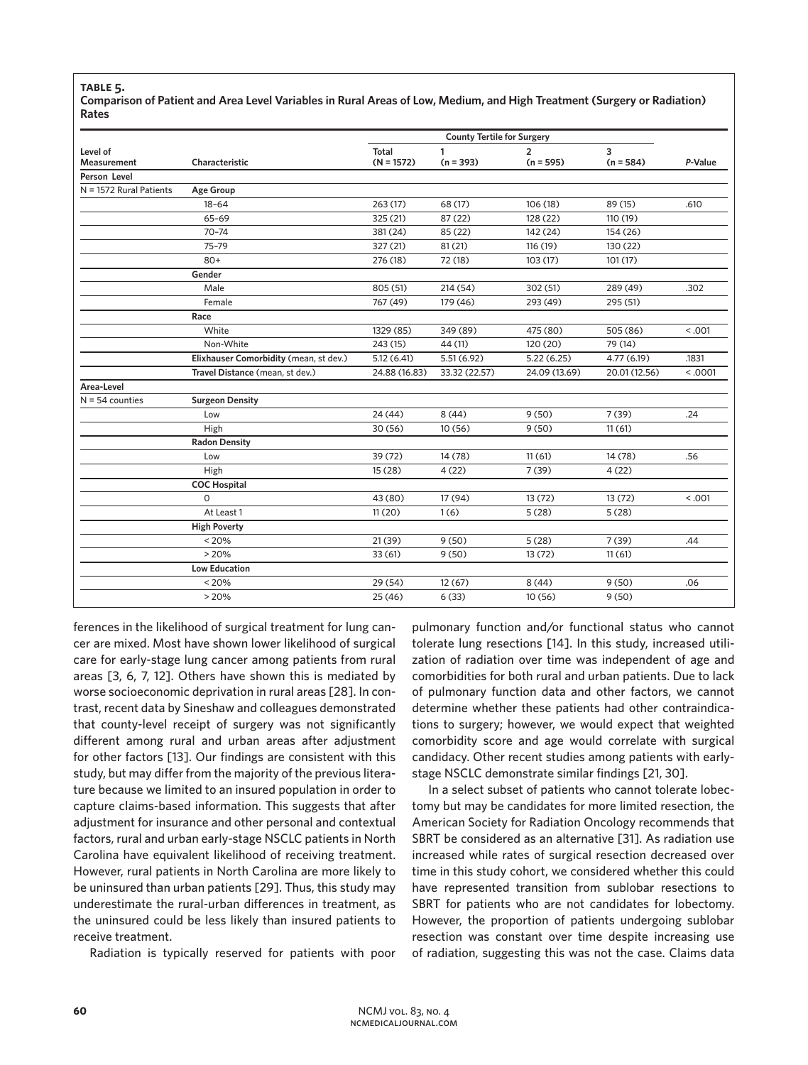**TABLE 5.**
**Comparison of Patient and Area Level Variables in Rural Areas of Low, Medium, and High Treatment (Surgery or Radiation) Rates**

| Level of Measurement | Characteristic | Total (N = 1572) | County Tertile for Surgery 1 (n = 393) | 2 (n = 595) | 3 (n = 584) | *P*-Value |
|---|---|---|---|---|---|---|
| **Person Level** | | | | | | |
| N = 1572 Rural Patients | **Age Group** | | | | | |
| | 18–64 | 263 (17) | 68 (17) | 106 (18) | 89 (15) | .610 |
| | 65–69 | 325 (21) | 87 (22) | 128 (22) | 110 (19) | |
| | 70–74 | 381 (24) | 85 (22) | 142 (24) | 154 (26) | |
| | 75–79 | 327 (21) | 81 (21) | 116 (19) | 130 (22) | |
| | 80+ | 276 (18) | 72 (18) | 103 (17) | 101 (17) | |
| | **Gender** | | | | | |
| | Male | 805 (51) | 214 (54) | 302 (51) | 289 (49) | .302 |
| | Female | 767 (49) | 179 (46) | 293 (49) | 295 (51) | |
| | **Race** | | | | | |
| | White | 1329 (85) | 349 (89) | 475 (80) | 505 (86) | < .001 |
| | Non-White | 243 (15) | 44 (11) | 120 (20) | 79 (14) | |
| | **Elixhauser Comorbidity** (mean, st dev.) | 5.12 (6.41) | 5.51 (6.92) | 5.22 (6.25) | 4.77 (6.19) | .1831 |
| | **Travel Distance** (mean, st dev.) | 24.88 (16.83) | 33.32 (22.57) | 24.09 (13.69) | 20.01 (12.56) | < .0001 |
| **Area-Level** | | | | | | |
| N = 54 counties | **Surgeon Density** | | | | | |
| | Low | 24 (44) | 8 (44) | 9 (50) | 7 (39) | .24 |
| | High | 30 (56) | 10 (56) | 9 (50) | 11 (61) | |
| | **Radon Density** | | | | | |
| | Low | 39 (72) | 14 (78) | 11 (61) | 14 (78) | .56 |
| | High | 15 (28) | 4 (22) | 7 (39) | 4 (22) | |
| | **COC Hospital** | | | | | |
| | 0 | 43 (80) | 17 (94) | 13 (72) | 13 (72) | < .001 |
| | At Least 1 | 11 (20) | 1 (6) | 5 (28) | 5 (28) | |
| | **High Poverty** | | | | | |
| | < 20% | 21 (39) | 9 (50) | 5 (28) | 7 (39) | .44 |
| | > 20% | 33 (61) | 9 (50) | 13 (72) | 11 (61) | |
| | **Low Education** | | | | | |
| | < 20% | 29 (54) | 12 (67) | 8 (44) | 9 (50) | .06 |
| | > 20% | 25 (46) | 6 (33) | 10 (56) | 9 (50) | |

ferences in the likelihood of surgical treatment for lung cancer are mixed. Most have shown lower likelihood of surgical care for early-stage lung cancer among patients from rural areas [3, 6, 7, 12]. Others have shown this is mediated by worse socioeconomic deprivation in rural areas [28]. In contrast, recent data by Sineshaw and colleagues demonstrated that county-level receipt of surgery was not significantly different among rural and urban areas after adjustment for other factors [13]. Our findings are consistent with this study, but may differ from the majority of the previous literature because we limited to an insured population in order to capture claims-based information. This suggests that after adjustment for insurance and other personal and contextual factors, rural and urban early-stage NSCLC patients in North Carolina have equivalent likelihood of receiving treatment. However, rural patients in North Carolina are more likely to be uninsured than urban patients [29]. Thus, this study may underestimate the rural-urban differences in treatment, as the uninsured could be less likely than insured patients to receive treatment.

Radiation is typically reserved for patients with poor pulmonary function and/or functional status who cannot tolerate lung resections [14]. In this study, increased utilization of radiation over time was independent of age and comorbidities for both rural and urban patients. Due to lack of pulmonary function data and other factors, we cannot determine whether these patients had other contraindications to surgery; however, we would expect that weighted comorbidity score and age would correlate with surgical candidacy. Other recent studies among patients with early-stage NSCLC demonstrate similar findings [21, 30].

In a select subset of patients who cannot tolerate lobectomy but may be candidates for more limited resection, the American Society for Radiation Oncology recommends that SBRT be considered as an alternative [31]. As radiation use increased while rates of surgical resection decreased over time in this study cohort, we considered whether this could have represented transition from sublobar resections to SBRT for patients who are not candidates for lobectomy. However, the proportion of patients undergoing sublobar resection was constant over time despite increasing use of radiation, suggesting this was not the case. Claims data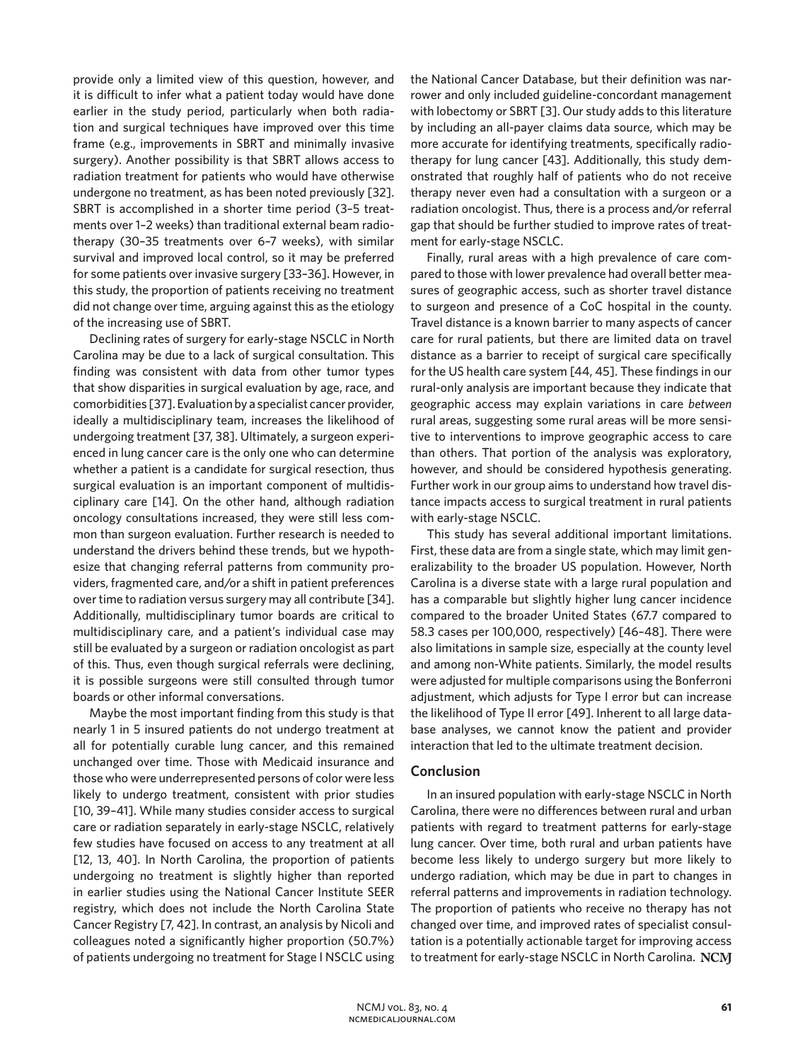provide only a limited view of this question, however, and it is difficult to infer what a patient today would have done earlier in the study period, particularly when both radiation and surgical techniques have improved over this time frame (e.g., improvements in SBRT and minimally invasive surgery). Another possibility is that SBRT allows access to radiation treatment for patients who would have otherwise undergone no treatment, as has been noted previously [32]. SBRT is accomplished in a shorter time period (3–5 treatments over 1–2 weeks) than traditional external beam radiotherapy (30–35 treatments over 6–7 weeks), with similar survival and improved local control, so it may be preferred for some patients over invasive surgery [33–36]. However, in this study, the proportion of patients receiving no treatment did not change over time, arguing against this as the etiology of the increasing use of SBRT.

Declining rates of surgery for early-stage NSCLC in North Carolina may be due to a lack of surgical consultation. This finding was consistent with data from other tumor types that show disparities in surgical evaluation by age, race, and comorbidities [37]. Evaluation by a specialist cancer provider, ideally a multidisciplinary team, increases the likelihood of undergoing treatment [37, 38]. Ultimately, a surgeon experienced in lung cancer care is the only one who can determine whether a patient is a candidate for surgical resection, thus surgical evaluation is an important component of multidisciplinary care [14]. On the other hand, although radiation oncology consultations increased, they were still less common than surgeon evaluation. Further research is needed to understand the drivers behind these trends, but we hypothesize that changing referral patterns from community providers, fragmented care, and/or a shift in patient preferences over time to radiation versus surgery may all contribute [34]. Additionally, multidisciplinary tumor boards are critical to multidisciplinary care, and a patient's individual case may still be evaluated by a surgeon or radiation oncologist as part of this. Thus, even though surgical referrals were declining, it is possible surgeons were still consulted through tumor boards or other informal conversations.

Maybe the most important finding from this study is that nearly 1 in 5 insured patients do not undergo treatment at all for potentially curable lung cancer, and this remained unchanged over time. Those with Medicaid insurance and those who were underrepresented persons of color were less likely to undergo treatment, consistent with prior studies [10, 39–41]. While many studies consider access to surgical care or radiation separately in early-stage NSCLC, relatively few studies have focused on access to any treatment at all [12, 13, 40]. In North Carolina, the proportion of patients undergoing no treatment is slightly higher than reported in earlier studies using the National Cancer Institute SEER registry, which does not include the North Carolina State Cancer Registry [7, 42]. In contrast, an analysis by Nicoli and colleagues noted a significantly higher proportion (50.7%) of patients undergoing no treatment for Stage I NSCLC using the National Cancer Database, but their definition was narrower and only included guideline-concordant management with lobectomy or SBRT [3]. Our study adds to this literature by including an all-payer claims data source, which may be more accurate for identifying treatments, specifically radiotherapy for lung cancer [43]. Additionally, this study demonstrated that roughly half of patients who do not receive therapy never even had a consultation with a surgeon or a radiation oncologist. Thus, there is a process and/or referral gap that should be further studied to improve rates of treatment for early-stage NSCLC.

Finally, rural areas with a high prevalence of care compared to those with lower prevalence had overall better measures of geographic access, such as shorter travel distance to surgeon and presence of a CoC hospital in the county. Travel distance is a known barrier to many aspects of cancer care for rural patients, but there are limited data on travel distance as a barrier to receipt of surgical care specifically for the US health care system [44, 45]. These findings in our rural-only analysis are important because they indicate that geographic access may explain variations in care *between* rural areas, suggesting some rural areas will be more sensitive to interventions to improve geographic access to care than others. That portion of the analysis was exploratory, however, and should be considered hypothesis generating. Further work in our group aims to understand how travel distance impacts access to surgical treatment in rural patients with early-stage NSCLC.

This study has several additional important limitations. First, these data are from a single state, which may limit generalizability to the broader US population. However, North Carolina is a diverse state with a large rural population and has a comparable but slightly higher lung cancer incidence compared to the broader United States (67.7 compared to 58.3 cases per 100,000, respectively) [46–48]. There were also limitations in sample size, especially at the county level and among non-White patients. Similarly, the model results were adjusted for multiple comparisons using the Bonferroni adjustment, which adjusts for Type I error but can increase the likelihood of Type II error [49]. Inherent to all large database analyses, we cannot know the patient and provider interaction that led to the ultimate treatment decision.

## Conclusion

In an insured population with early-stage NSCLC in North Carolina, there were no differences between rural and urban patients with regard to treatment patterns for early-stage lung cancer. Over time, both rural and urban patients have become less likely to undergo surgery but more likely to undergo radiation, which may be due in part to changes in referral patterns and improvements in radiation technology. The proportion of patients who receive no therapy has not changed over time, and improved rates of specialist consultation is a potentially actionable target for improving access to treatment for early-stage NSCLC in North Carolina. **NCMJ**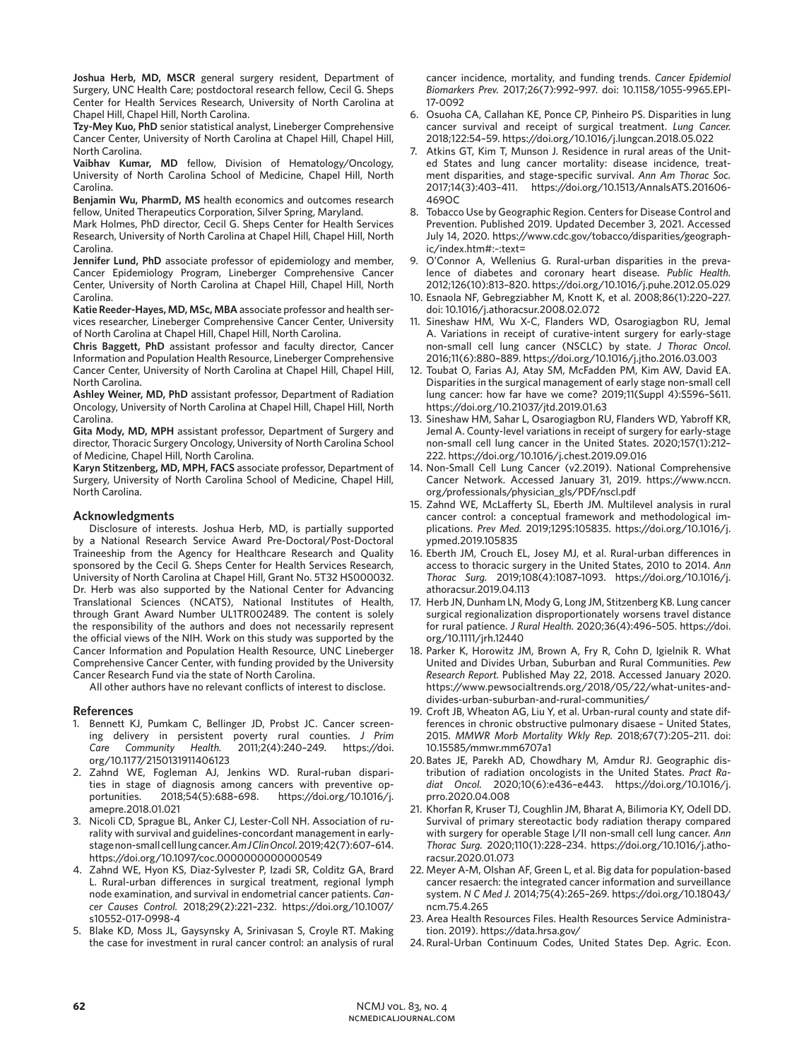**Joshua Herb, MD, MSCR** general surgery resident, Department of Surgery, UNC Health Care; postdoctoral research fellow, Cecil G. Sheps Center for Health Services Research, University of North Carolina at Chapel Hill, Chapel Hill, North Carolina.

**Tzy-Mey Kuo, PhD** senior statistical analyst, Lineberger Comprehensive Cancer Center, University of North Carolina at Chapel Hill, Chapel Hill, North Carolina.

**Vaibhav Kumar, MD** fellow, Division of Hematology/Oncology, University of North Carolina School of Medicine, Chapel Hill, North Carolina.

**Benjamin Wu, PharmD, MS** health economics and outcomes research fellow, United Therapeutics Corporation, Silver Spring, Maryland.

Mark Holmes, PhD director, Cecil G. Sheps Center for Health Services Research, University of North Carolina at Chapel Hill, Chapel Hill, North Carolina.

**Jennifer Lund, PhD** associate professor of epidemiology and member, Cancer Epidemiology Program, Lineberger Comprehensive Cancer Center, University of North Carolina at Chapel Hill, Chapel Hill, North Carolina.

**Katie Reeder-Hayes, MD, MSc, MBA** associate professor and health services researcher, Lineberger Comprehensive Cancer Center, University of North Carolina at Chapel Hill, Chapel Hill, North Carolina.

**Chris Baggett, PhD** assistant professor and faculty director, Cancer Information and Population Health Resource, Lineberger Comprehensive Cancer Center, University of North Carolina at Chapel Hill, Chapel Hill, North Carolina.

**Ashley Weiner, MD, PhD** assistant professor, Department of Radiation Oncology, University of North Carolina at Chapel Hill, Chapel Hill, North Carolina.

**Gita Mody, MD, MPH** assistant professor, Department of Surgery and director, Thoracic Surgery Oncology, University of North Carolina School of Medicine, Chapel Hill, North Carolina.

**Karyn Stitzenberg, MD, MPH, FACS** associate professor, Department of Surgery, University of North Carolina School of Medicine, Chapel Hill, North Carolina.

## Acknowledgments

Disclosure of interests. Joshua Herb, MD, is partially supported by a National Research Service Award Pre-Doctoral/Post-Doctoral Traineeship from the Agency for Healthcare Research and Quality sponsored by the Cecil G. Sheps Center for Health Services Research, University of North Carolina at Chapel Hill, Grant No. 5T32 HS000032. Dr. Herb was also supported by the National Center for Advancing Translational Sciences (NCATS), National Institutes of Health, through Grant Award Number UL1TR002489. The content is solely the responsibility of the authors and does not necessarily represent the official views of the NIH. Work on this study was supported by the Cancer Information and Population Health Resource, UNC Lineberger Comprehensive Cancer Center, with funding provided by the University Cancer Research Fund via the state of North Carolina.

All other authors have no relevant conflicts of interest to disclose.

## References

1. Bennett KJ, Pumkam C, Bellinger JD, Probst JC. Cancer screening delivery in persistent poverty rural counties. *J Prim Care Community Health.* 2011;2(4):240–249. https://doi.org/10.1177/2150131911406123
2. Zahnd WE, Fogleman AJ, Jenkins WD. Rural-ruban disparities in stage of diagnosis among cancers with preventive opportunities. 2018;54(5):688–698. https://doi.org/10.1016/j.amepre.2018.01.021
3. Nicoli CD, Sprague BL, Anker CJ, Lester-Coll NH. Association of rurality with survival and guidelines-concordant management in early-stage non-small cell lung cancer. *Am J Clin Oncol.* 2019;42(7):607–614. https://doi.org/10.1097/coc.0000000000000549
4. Zahnd WE, Hyon KS, Diaz-Sylvester P, Izadi SR, Colditz GA, Brard L. Rural-urban differences in surgical treatment, regional lymph node examination, and survival in endometrial cancer patients. *Cancer Causes Control.* 2018;29(2):221–232. https://doi.org/10.1007/s10552-017-0998-4
5. Blake KD, Moss JL, Gaysynsky A, Srinivasan S, Croyle RT. Making the case for investment in rural cancer control: an analysis of rural cancer incidence, mortality, and funding trends. *Cancer Epidemiol Biomarkers Prev.* 2017;26(7):992–997. doi: 10.1158/1055-9965.EPI-17-0092
6. Osuoha CA, Callahan KE, Ponce CP, Pinheiro PS. Disparities in lung cancer survival and receipt of surgical treatment. *Lung Cancer.* 2018;122:54–59. https://doi.org/10.1016/j.lungcan.2018.05.022
7. Atkins GT, Kim T, Munson J. Residence in rural areas of the United States and lung cancer mortality: disease incidence, treatment disparities, and stage-specific survival. *Ann Am Thorac Soc.* 2017;14(3):403–411. https://doi.org/10.1513/AnnalsATS.201606-469OC
8. Tobacco Use by Geographic Region. Centers for Disease Control and Prevention. Published 2019. Updated December 3, 2021. Accessed July 14, 2020. https://www.cdc.gov/tobacco/disparities/geographic/index.htm#:~:text=
9. O'Connor A, Wellenius G. Rural-urban disparities in the prevalence of diabetes and coronary heart disease. *Public Health.* 2012;126(10):813–820. https://doi.org/10.1016/j.puhe.2012.05.029
10. Esnaola NF, Gebregziabher M, Knott K, et al. 2008;86(1):220–227. doi: 10.1016/j.athoracsur.2008.02.072
11. Sineshaw HM, Wu X-C, Flanders WD, Osarogiagbon RU, Jemal A. Variations in receipt of curative-intent surgery for early-stage non-small cell lung cancer (NSCLC) by state. *J Thorac Oncol.* 2016;11(6):880–889. https://doi.org/10.1016/j.jtho.2016.03.003
12. Toubat O, Farias AJ, Atay SM, McFadden PM, Kim AW, David EA. Disparities in the surgical management of early stage non-small cell lung cancer: how far have we come? 2019;11(Suppl 4):S596–S611. https://doi.org/10.21037/jtd.2019.01.63
13. Sineshaw HM, Sahar L, Osarogiagbon RU, Flanders WD, Yabroff KR, Jemal A. County-level variations in receipt of surgery for early-stage non-small cell lung cancer in the United States. 2020;157(1):212–222. https://doi.org/10.1016/j.chest.2019.09.016
14. Non-Small Cell Lung Cancer (v2.2019). National Comprehensive Cancer Network. Accessed January 31, 2019. https://www.nccn.org/professionals/physician_gls/PDF/nscl.pdf
15. Zahnd WE, McLafferty SL, Eberth JM. Multilevel analysis in rural cancer control: a conceptual framework and methodological implications. *Prev Med.* 2019;129S:105835. https://doi.org/10.1016/j.ypmed.2019.105835
16. Eberth JM, Crouch EL, Josey MJ, et al. Rural-urban differences in access to thoracic surgery in the United States, 2010 to 2014. *Ann Thorac Surg.* 2019;108(4):1087–1093. https://doi.org/10.1016/j.athoracsur.2019.04.113
17. Herb JN, Dunham LN, Mody G, Long JM, Stitzenberg KB. Lung cancer surgical regionalization disproportionately worsens travel distance for rural patience. *J Rural Health.* 2020;36(4):496–505. https://doi.org/10.1111/jrh.12440
18. Parker K, Horowitz JM, Brown A, Fry R, Cohn D, Igielnik R. What United and Divides Urban, Suburban and Rural Communities. *Pew Research Report.* Published May 22, 2018. Accessed January 2020. https://www.pewsocialtrends.org/2018/05/22/what-unites-and-divides-urban-suburban-and-rural-communities/
19. Croft JB, Wheaton AG, Liu Y, et al. Urban-rural county and state differences in chronic obstructive pulmonary disaese – United States, 2015. *MMWR Morb Mortality Wkly Rep.* 2018;67(7):205–211. doi: 10.15585/mmwr.mm6707a1
20. Bates JE, Parekh AD, Chowdhary M, Amdur RJ. Geographic distribution of radiation oncologists in the United States. *Pract Radiat Oncol.* 2020;10(6):e436–e443. https://doi.org/10.1016/j.prro.2020.04.008
21. Khorfan R, Kruser TJ, Coughlin JM, Bharat A, Bilimoria KY, Odell DD. Survival of primary stereotactic body radiation therapy compared with surgery for operable Stage I/II non-small cell lung cancer. *Ann Thorac Surg.* 2020;110(1):228–234. https://doi.org/10.1016/j.athoracsur.2020.01.073
22. Meyer A-M, Olshan AF, Green L, et al. Big data for population-based cancer resaerch: the integrated cancer information and surveillance system. *N C Med J.* 2014;75(4):265–269. https://doi.org/10.18043/ncm.75.4.265
23. Area Health Resources Files. Health Resources Service Administration. 2019). https://data.hrsa.gov/
24. Rural-Urban Continuum Codes, United States Dep. Agric. Econ.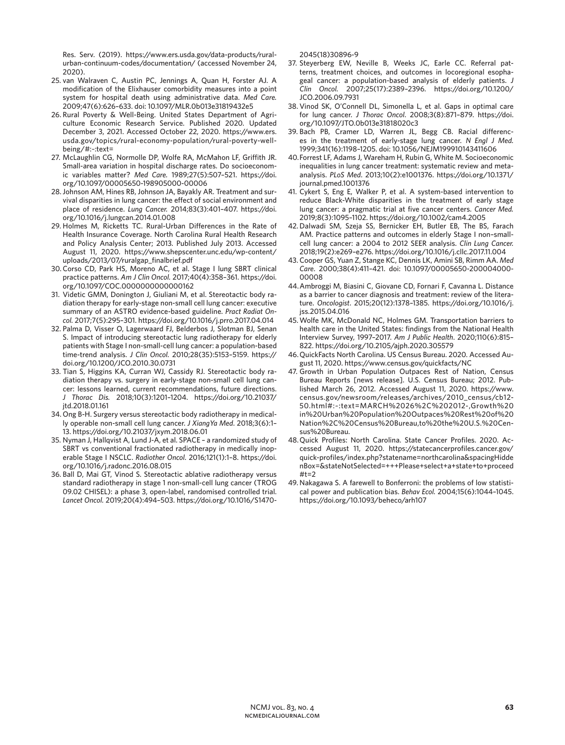Res. Serv. (2019). https://www.ers.usda.gov/data-products/rural-urban-continuum-codes/documentation/ (accessed November 24, 2020).

25. van Walraven C, Austin PC, Jennings A, Quan H, Forster AJ. A modification of the Elixhauser comorbidity measures into a point system for hospital death using administrative data. *Med Care.* 2009;47(6):626–633. doi: 10.1097/MLR.0b013e31819432e5
26. Rural Poverty & Well-Being. United States Department of Agriculture Economic Research Service. Published 2020. Updated December 3, 2021. Accessed October 22, 2020. https://www.ers.usda.gov/topics/rural-economy-population/rural-poverty-well-being/#:~:text=
27. McLaughlin CG, Normolle DP, Wolfe RA, McMahon LF, Griffith JR. Small-area variation in hospital discharge rates. Do socioeconomic variables matter? *Med Care.* 1989;27(5):507–521. https://doi.org/10.1097/00005650-198905000-00006
28. Johnson AM, Hines RB, Johnson JA, Bayakly AR. Treatment and survival disparities in lung cancer: the effect of social environment and place of residence. *Lung Cancer.* 2014;83(3):401–407. https://doi.org/10.1016/j.lungcan.2014.01.008
29. Holmes M, Ricketts TC. Rural-Urban Differences in the Rate of Health Insurance Coverage. North Carolina Rural Health Research and Policy Analysis Center; 2013. Published July 2013. Accessed August 11, 2020. https://www.shepscenter.unc.edu/wp-content/uploads/2013/07/ruralgap_finalbrief.pdf
30. Corso CD, Park HS, Moreno AC, et al. Stage I lung SBRT clinical practice patterns. *Am J Clin Oncol.* 2017;40(4):358–361. https://doi.org/10.1097/COC.0000000000000162
31. Videtic GMM, Donington J, Giuliani M, et al. Stereotactic body radiation therapy for early-stage non-small cell lung cancer: executive summary of an ASTRO evidence-based guideline. *Pract Radiat Oncol.* 2017;7(5):295–301. https://doi.org/10.1016/j.prro.2017.04.014
32. Palma D, Visser O, Lagerwaard FJ, Belderbos J, Slotman BJ, Senan S. Impact of introducing stereotactic lung radiotherapy for elderly patients with Stage I non-small-cell lung cancer: a population-based time-trend analysis. *J Clin Oncol.* 2010;28(35):5153–5159. https://doi.org/10.1200/JCO.2010.30.0731
33. Tian S, Higgins KA, Curran WJ, Cassidy RJ. Stereotactic body radiation therapy vs. surgery in early-stage non-small cell lung cancer: lessons learned, current recommendations, future directions. *J Thorac Dis.* 2018;10(3):1201–1204. https://doi.org/10.21037/jtd.2018.01.161
34. Ong B-H. Surgery versus stereotactic body radiotherapy in medically operable non-small cell lung cancer. *J XiangYa Med*. 2018;3(6):1–13. https://doi.org/10.21037/jxym.2018.06.01
35. Nyman J, Hallqvist A, Lund J-A, et al. SPACE – a randomized study of SBRT vs conventional fractionated radiotherapy in medically inoperable Stage I NSCLC. *Radiother Oncol.* 2016;121(1):1–8. https://doi.org/10.1016/j.radonc.2016.08.015
36. Ball D, Mai GT, Vinod S. Stereotactic ablative radiotherapy versus standard radiotherapy in stage 1 non-small-cell lung cancer (TROG 09.02 CHISEL): a phase 3, open-label, randomised controlled trial. *Lancet Oncol.* 2019;20(4):494–503. https://doi.org/10.1016/S1470-2045(18)30896-9
37. Steyerberg EW, Neville B, Weeks JC, Earle CC. Referral patterns, treatment choices, and outcomes in locoregional esophageal cancer: a population-based analysis of elderly patients. *J Clin Oncol.* 2007;25(17):2389–2396. https://doi.org/10.1200/JCO.2006.09.7931
38. Vinod SK, O'Connell DL, Simonella L, et al. Gaps in optimal care for lung cancer. *J Thorac Oncol*. 2008;3(8):871–879. https://doi.org/10.1097/JTO.0b013e31818020c3
39. Bach PB, Cramer LD, Warren JL, Begg CB. Racial differences in the treatment of early-stage lung cancer. *N Engl J Med.* 1999;341(16):1198–1205. doi: 10.1056/NEJM199910143411606
40. Forrest LF, Adams J, Wareham H, Rubin G, White M. Socioeconomic inequalities in lung cancer treatment: systematic review and meta-analysis. *PLoS Med*. 2013;10(2):e1001376. https://doi.org/10.1371/journal.pmed.1001376
41. Cykert S, Eng E, Walker P, et al. A system-based intervention to reduce Black-White disparities in the treatment of early stage lung cancer: a pragmatic trial at five cancer centers. *Cancer Med.* 2019;8(3):1095–1102. https://doi.org/10.1002/cam4.2005
42. Dalwadi SM, Szeja SS, Bernicker EH, Butler EB, The BS, Farach AM. Practice patterns and outcomes in elderly Stage I non–small-cell lung cancer: a 2004 to 2012 SEER analysis. *Clin Lung Cancer.* 2018;19(2):e269–e276. https://doi.org/10.1016/j.cllc.2017.11.004
43. Cooper GS, Yuan Z, Stange KC, Dennis LK, Amini SB, Rimm AA. *Med Care*. 2000;38(4):411–421. doi: 10.1097/00005650-200004000-00008
44. Ambroggi M, Biasini C, Giovane CD, Fornari F, Cavanna L. Distance as a barrier to cancer diagnosis and treatment: review of the literature. *Oncologist*. 2015;20(12):1378–1385. https://doi.org/10.1016/j.jss.2015.04.016
45. Wolfe MK, McDonald NC, Holmes GM. Transportation barriers to health care in the United States: findings from the National Health Interview Survey, 1997–2017. *Am J Public Health*. 2020;110(6):815–822. https://doi.org/10.2105/ajph.2020.305579
46. QuickFacts North Carolina. US Census Bureau. 2020. Accessed August 11, 2020. https://www.census.gov/quickfacts/NC
47. Growth in Urban Population Outpaces Rest of Nation, Census Bureau Reports [news release]. U.S. Census Bureau; 2012. Published March 26, 2012. Accessed August 11, 2020. https://www.census.gov/newsroom/releases/archives/2010_census/cb12-50.html#:~:text=MARCH%2026%2C%202012-,Growth%20in%20Urban%20Population%20Outpaces%20Rest%20of%20Nation%2C%20Census%20Bureau,to%20the%20U.S.%20Census%20Bureau.
48. Quick Profiles: North Carolina. State Cancer Profiles. 2020. Accessed August 11, 2020. https://statecancerprofiles.cancer.gov/quick-profiles/index.php?statename=northcarolina&spacingHiddenBox=&stateNotSelected=+++Please+select+a+state+to+proceed#t=2
49. Nakagawa S. A farewell to Bonferroni: the problems of low statistical power and publication bias. *Behav Ecol.* 2004;15(6):1044–1045. https://doi.org/10.1093/beheco/arh107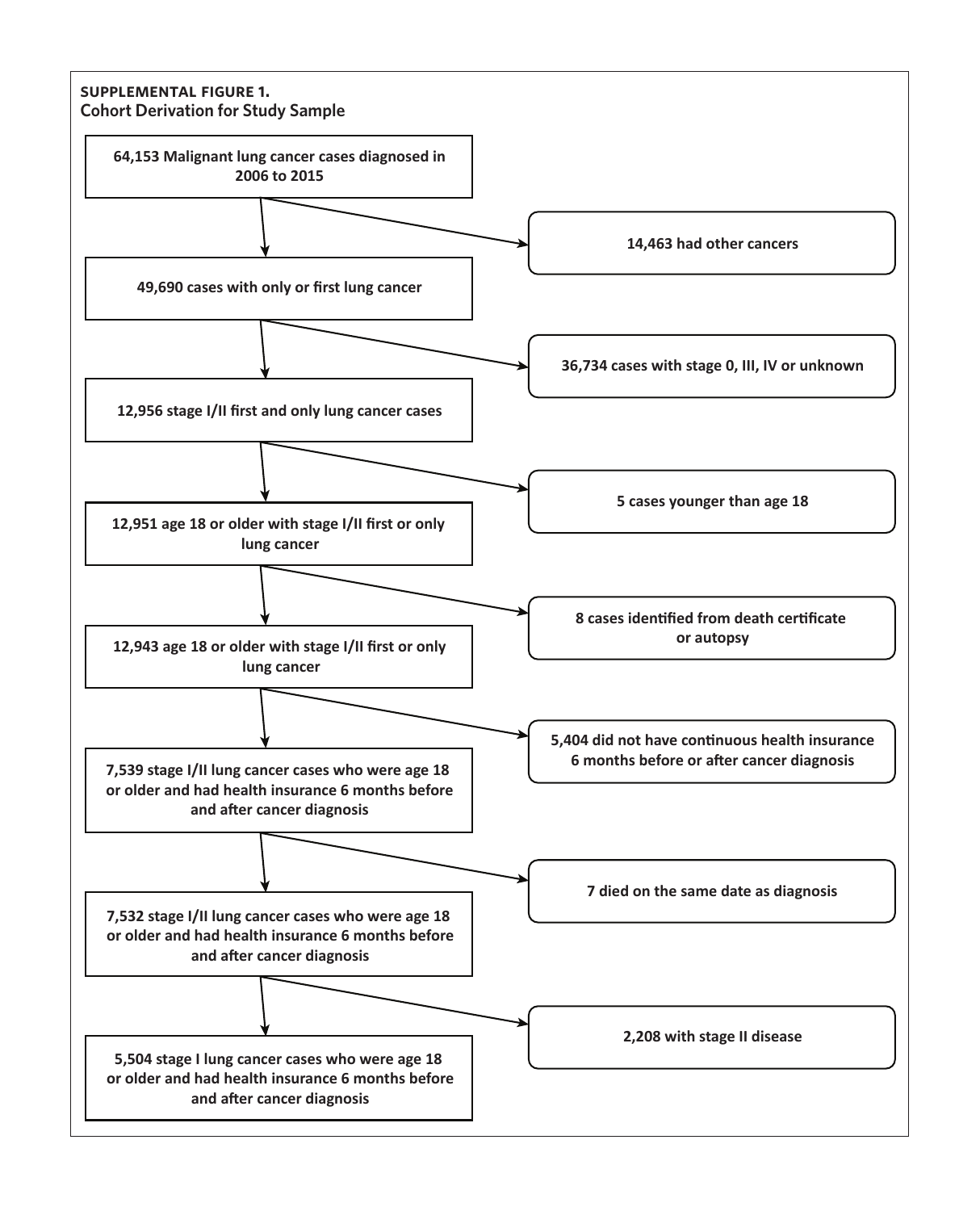**SUPPLEMENTAL FIGURE 1.**
**Cohort Derivation for Study Sample**

**64,153 Malignant lung cancer cases diagnosed in 2006 to 2015**

→ **14,463 had other cancers**

**49,690 cases with only or first lung cancer**

→ **36,734 cases with stage 0, III, IV or unknown**

**12,956 stage I/II first and only lung cancer cases**

→ **5 cases younger than age 18**

**12,951 age 18 or older with stage I/II first or only lung cancer**

→ **8 cases identified from death certificate or autopsy**

**12,943 age 18 or older with stage I/II first or only lung cancer**

→ **5,404 did not have continuous health insurance 6 months before or after cancer diagnosis**

**7,539 stage I/II lung cancer cases who were age 18 or older and had health insurance 6 months before and after cancer diagnosis**

→ **7 died on the same date as diagnosis**

**7,532 stage I/II lung cancer cases who were age 18 or older and had health insurance 6 months before and after cancer diagnosis**

→ **2,208 with stage II disease**

**5,504 stage I lung cancer cases who were age 18 or older and had health insurance 6 months before and after cancer diagnosis**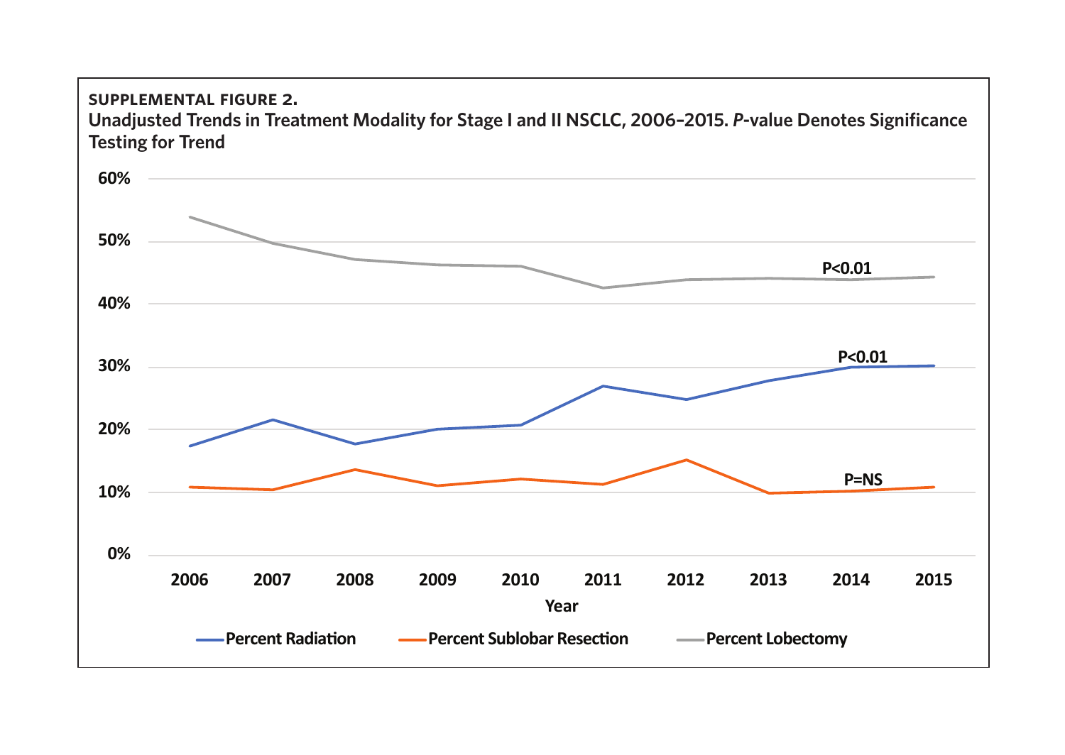**SUPPLEMENTAL FIGURE 2.**

**Unadjusted Trends in Treatment Modality for Stage I and II NSCLC, 2006–2015. *P*-value Denotes Significance Testing for Trend**

60%
50%
40%
30%
20%
10%
0%

P<0.01
P<0.01
P=NS

2006 2007 2008 2009 2010 2011 2012 2013 2014 2015

Year

Percent Radiation
Percent Sublobar Resection
Percent Lobectomy